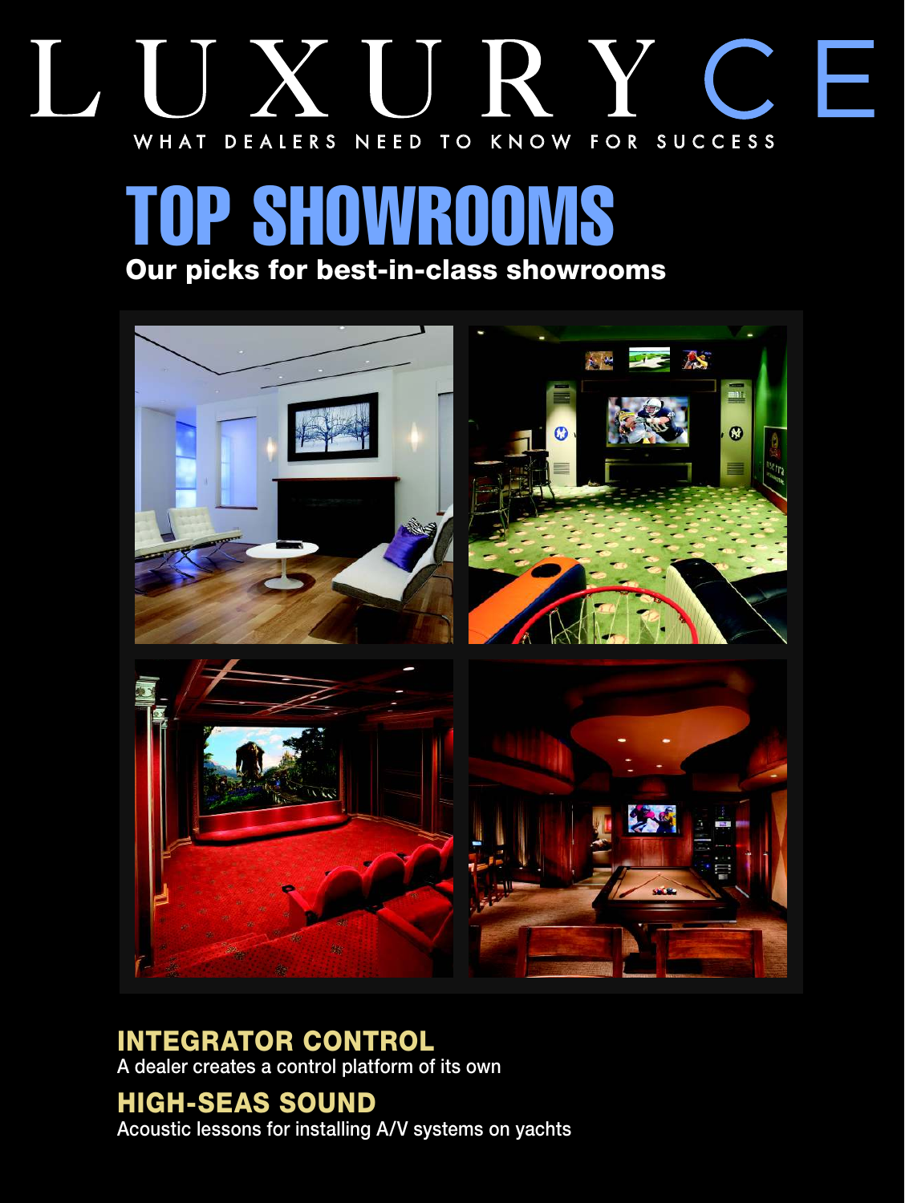# LUXURY CE

WHAT DEALERS NEED TO KNOW FOR SUCCESS

## TOP SHOWROOMS

**Our picks for best-in-class showrooms**

### INTEGRATOR CONTROL

A dealer creates a control platform of its own

### HIGH-SEAS SOUND

Acoustic lessons for installing A/V systems on yachts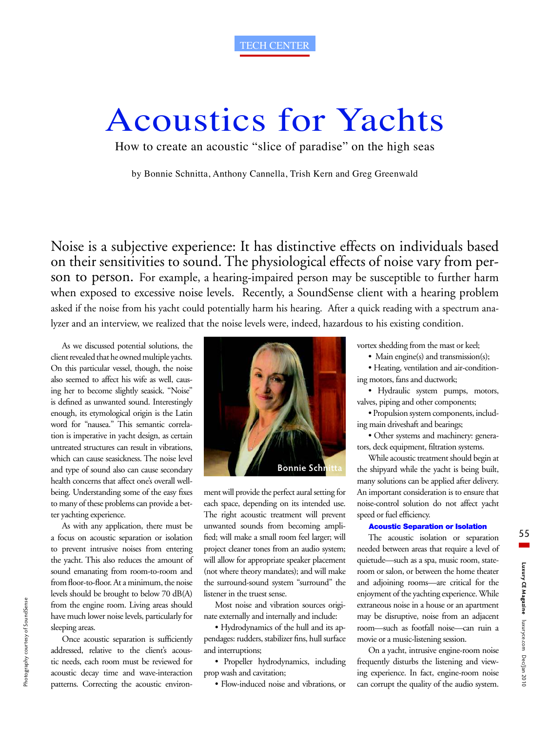TECH CENTER

# Acoustics for Yachts

How to create an acoustic "slice of paradise" on the high seas

by Bonnie Schnitta, Anthony Cannella, Trish Kern and Greg Greenwald

Noise is a subjective experience: It has distinctive effects on individuals based on their sensitivities to sound. The physiological effects of noise vary from person to person. For example, a hearing-impaired person may be susceptible to further harm when exposed to excessive noise levels. Recently, a SoundSense client with a hearing problem asked if the noise from his yacht could potentially harm his hearing. After a quick reading with a spectrum analyzer and an interview, we realized that the noise levels were, indeed, hazardous to his existing condition.

As we discussed potential solutions, the client revealed that he owned multiple yachts. On this particular vessel, though, the noise also seemed to affect his wife as well, causing her to become slightly seasick. "Noise" is defined as unwanted sound. Interestingly enough, its etymological origin is the Latin word for "nausea." This semantic correlation is imperative in yacht design, as certain untreated structures can result in vibrations, which can cause seasickness. The noise level and type of sound also can cause secondary health concerns that affect one's overall well-being. Understanding some of the easy fixes to many of these problems can provide a better yachting experience.

As with any application, there must be a focus on acoustic separation or isolation to prevent intrusive noises from entering the yacht. This also reduces the amount of sound emanating from room-to-room and from floor-to-floor. At a minimum, the noise levels should be brought to below 70 dB(A) from the engine room. Living areas should have much lower noise levels, particularly for sleeping areas.

Once acoustic separation is sufficiently addressed, relative to the client's acoustic needs, each room must be reviewed for acoustic decay time and wave-interaction patterns. Correcting the acoustic environment will provide the perfect aural setting for each space, depending on its intended use. The right acoustic treatment will prevent unwanted sounds from becoming amplified; will make a small room feel larger; will project cleaner tones from an audio system; will allow for appropriate speaker placement (not where theory mandates); and will make the surround-sound system "surround" the listener in the truest sense.

Bonnie Schnitta

Most noise and vibration sources originate externally and internally and include:

- Hydrodynamics of the hull and its appendages: rudders, stabilizer fins, hull surface and interruptions;
- Propeller hydrodynamics, including prop wash and cavitation;
- Flow-induced noise and vibrations, or vortex shedding from the mast or keel;
- Main engine(s) and transmission(s);
- Heating, ventilation and air-conditioning motors, fans and ductwork;
- Hydraulic system pumps, motors, valves, piping and other components;
- Propulsion system components, including main driveshaft and bearings;
- Other systems and machinery: generators, deck equipment, filtration systems.

While acoustic treatment should begin at the shipyard while the yacht is being built, many solutions can be applied after delivery. An important consideration is to ensure that noise-control solution do not affect yacht speed or fuel efficiency.

### Acoustic Separation or Isolation

The acoustic isolation or separation needed between areas that require a level of quietude—such as a spa, music room, stateroom or salon, or between the home theater and adjoining rooms—are critical for the enjoyment of the yachting experience. While extraneous noise in a house or an apartment may be disruptive, noise from an adjacent room—such as footfall noise—can ruin a movie or a music-listening session.

On a yacht, intrusive engine-room noise frequently disturbs the listening and viewing experience. In fact, engine-room noise can corrupt the quality of the audio system.

Photography courtesy of SoundSense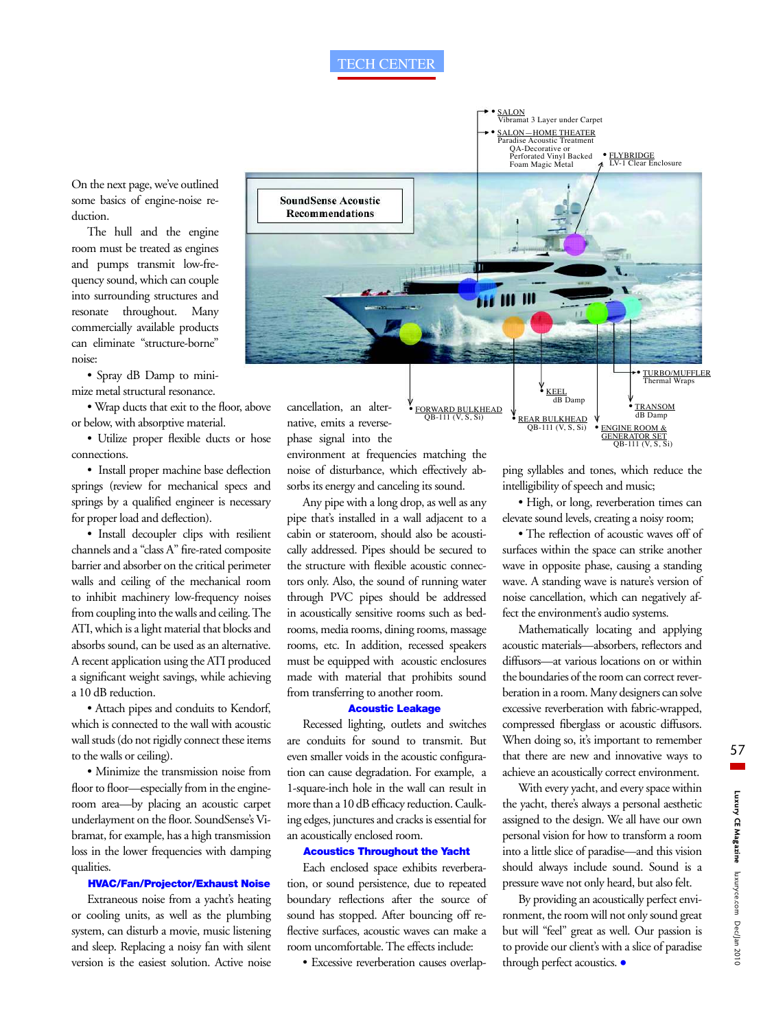TECH CENTER

**SoundSense Acoustic Recommendations**

- SALON
  Vibramat 3 Layer under Carpet
- SALON – HOME THEATER
  Paradise Acoustic Treatment
  QA-Decorative or
  Perforated Vinyl Backed
  Foam Magic Metal
- FLYBRIDGE
  LV-1 Clear Enclosure
- TURBO/MUFFLER
  Thermal Wraps
- FORWARD BULKHEAD
  QB-111 (V, S, Si)
- KEEL
  dB Damp
- TRANSOM
  dB Damp
- REAR BULKHEAD
  QB-111 (V, S, Si)
- ENGINE ROOM & GENERATOR SET
  QB-111 (V, S, Si)

On the next page, we've outlined some basics of engine-noise reduction.

The hull and the engine room must be treated as engines and pumps transmit low-frequency sound, which can couple into surrounding structures and resonate throughout. Many commercially available products can eliminate "structure-borne" noise:

- Spray dB Damp to minimize metal structural resonance.
- Wrap ducts that exit to the floor, above or below, with absorptive material.
- Utilize proper flexible ducts or hose connections.
- Install proper machine base deflection springs (review for mechanical specs and springs by a qualified engineer is necessary for proper load and deflection).
- Install decoupler clips with resilient channels and a "class A" fire-rated composite barrier and absorber on the critical perimeter walls and ceiling of the mechanical room to inhibit machinery low-frequency noises from coupling into the walls and ceiling. The ATI, which is a light material that blocks and absorbs sound, can be used as an alternative. A recent application using the ATI produced a significant weight savings, while achieving a 10 dB reduction.
- Attach pipes and conduits to Kendorf, which is connected to the wall with acoustic wall studs (do not rigidly connect these items to the walls or ceiling).
- Minimize the transmission noise from floor to floor—especially from in the engine-room area—by placing an acoustic carpet underlayment on the floor. SoundSense's Vibramat, for example, has a high transmission loss in the lower frequencies with damping qualities.

### HVAC/Fan/Projector/Exhaust Noise

Extraneous noise from a yacht's heating or cooling units, as well as the plumbing system, can disturb a movie, music listening and sleep. Replacing a noisy fan with silent version is the easiest solution. Active noise cancellation, an alternative, emits a reverse-phase signal into the environment at frequencies matching the noise of disturbance, which effectively absorbs its energy and canceling its sound.

Any pipe with a long drop, as well as any pipe that's installed in a wall adjacent to a cabin or stateroom, should also be acoustically addressed. Pipes should be secured to the structure with flexible acoustic connectors only. Also, the sound of running water through PVC pipes should be addressed in acoustically sensitive rooms such as bedrooms, media rooms, dining rooms, massage rooms, etc. In addition, recessed speakers must be equipped with acoustic enclosures made with material that prohibits sound from transferring to another room.

### Acoustic Leakage

Recessed lighting, outlets and switches are conduits for sound to transmit. But even smaller voids in the acoustic configuration can cause degradation. For example, a 1-square-inch hole in the wall can result in more than a 10 dB efficacy reduction. Caulking edges, junctures and cracks is essential for an acoustically enclosed room.

### Acoustics Throughout the Yacht

Each enclosed space exhibits reverberation, or sound persistence, due to repeated boundary reflections after the source of sound has stopped. After bouncing off reflective surfaces, acoustic waves can make a room uncomfortable. The effects include:

- Excessive reverberation causes overlapping syllables and tones, which reduce the intelligibility of speech and music;
- High, or long, reverberation times can elevate sound levels, creating a noisy room;
- The reflection of acoustic waves off of surfaces within the space can strike another wave in opposite phase, causing a standing wave. A standing wave is nature's version of noise cancellation, which can negatively affect the environment's audio systems.

Mathematically locating and applying acoustic materials—absorbers, reflectors and diffusors—at various locations on or within the boundaries of the room can correct reverberation in a room. Many designers can solve excessive reverberation with fabric-wrapped, compressed fiberglass or acoustic diffusors. When doing so, it's important to remember that there are new and innovative ways to achieve an acoustically correct environment.

With every yacht, and every space within the yacht, there's always a personal aesthetic assigned to the design. We all have our own personal vision for how to transform a room into a little slice of paradise—and this vision should always include sound. Sound is a pressure wave not only heard, but also felt.

By providing an acoustically perfect environment, the room will not only sound great but will "feel" great as well. Our passion is to provide our client's with a slice of paradise through perfect acoustics. ●